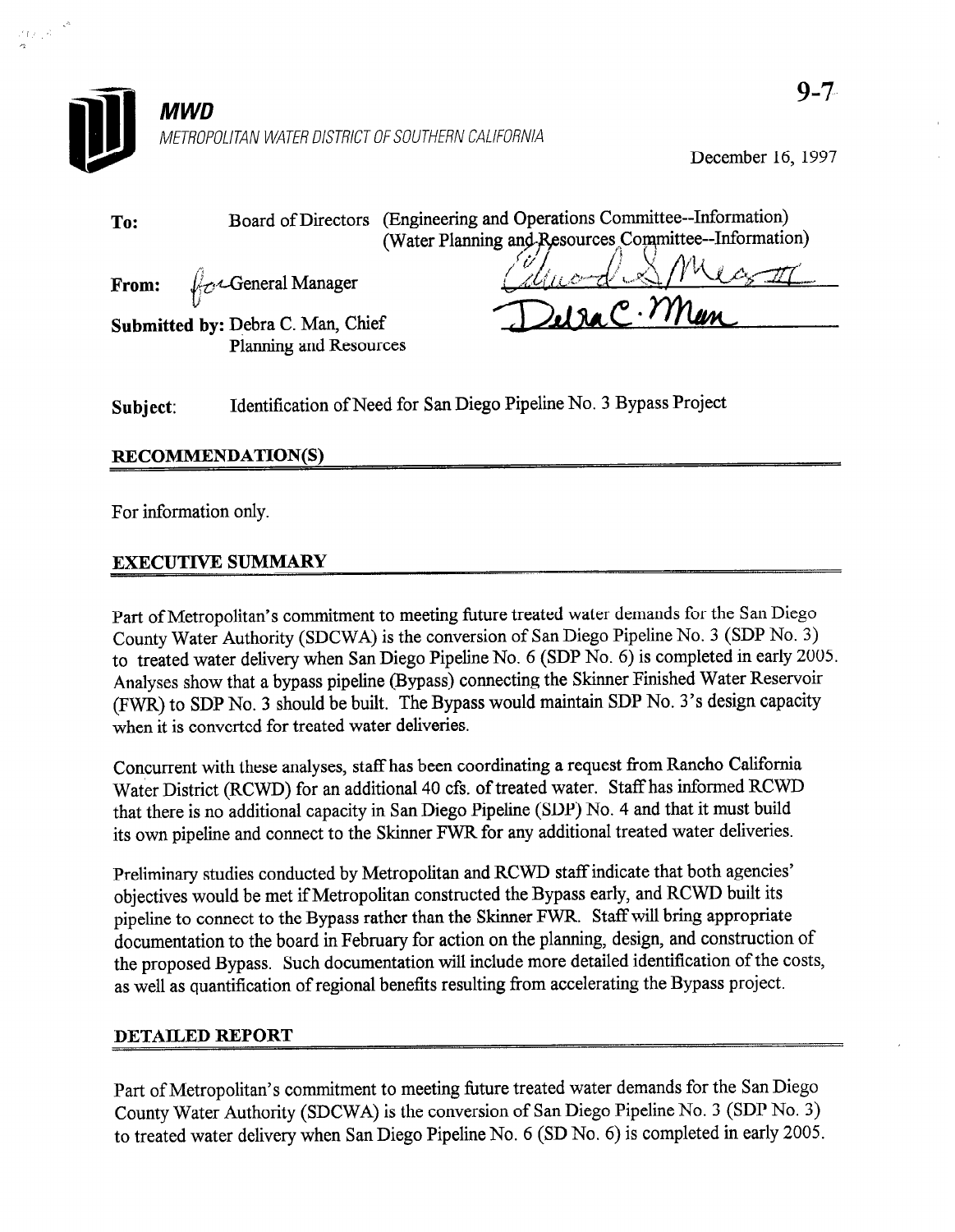**MWD**

*METROPOLITAN WATER DISTRICT OF SOUTHERN CALIFORNIA*

9-7

December 16, 1997

**To:** Board of Directors (Engineering and Operations Committee--Information) (Water Planning and Resources Committee--Information)

**From:** for General Manager

**Submitted by:** Debra C. Man, Chief
Planning and Resources

**Subject:** Identification of Need for San Diego Pipeline No. 3 Bypass Project

## RECOMMENDATION(S)

For information only.

## EXECUTIVE SUMMARY

Part of Metropolitan's commitment to meeting future treated water demands for the San Diego County Water Authority (SDCWA) is the conversion of San Diego Pipeline No. 3 (SDP No. 3) to treated water delivery when San Diego Pipeline No. 6 (SDP No. 6) is completed in early 2005. Analyses show that a bypass pipeline (Bypass) connecting the Skinner Finished Water Reservoir (FWR) to SDP No. 3 should be built. The Bypass would maintain SDP No. 3's design capacity when it is converted for treated water deliveries.

Concurrent with these analyses, staff has been coordinating a request from Rancho California Water District (RCWD) for an additional 40 cfs. of treated water. Staff has informed RCWD that there is no additional capacity in San Diego Pipeline (SDP) No. 4 and that it must build its own pipeline and connect to the Skinner FWR for any additional treated water deliveries.

Preliminary studies conducted by Metropolitan and RCWD staff indicate that both agencies' objectives would be met if Metropolitan constructed the Bypass early, and RCWD built its pipeline to connect to the Bypass rather than the Skinner FWR. Staff will bring appropriate documentation to the board in February for action on the planning, design, and construction of the proposed Bypass. Such documentation will include more detailed identification of the costs, as well as quantification of regional benefits resulting from accelerating the Bypass project.

## DETAILED REPORT

Part of Metropolitan's commitment to meeting future treated water demands for the San Diego County Water Authority (SDCWA) is the conversion of San Diego Pipeline No. 3 (SDP No. 3) to treated water delivery when San Diego Pipeline No. 6 (SD No. 6) is completed in early 2005.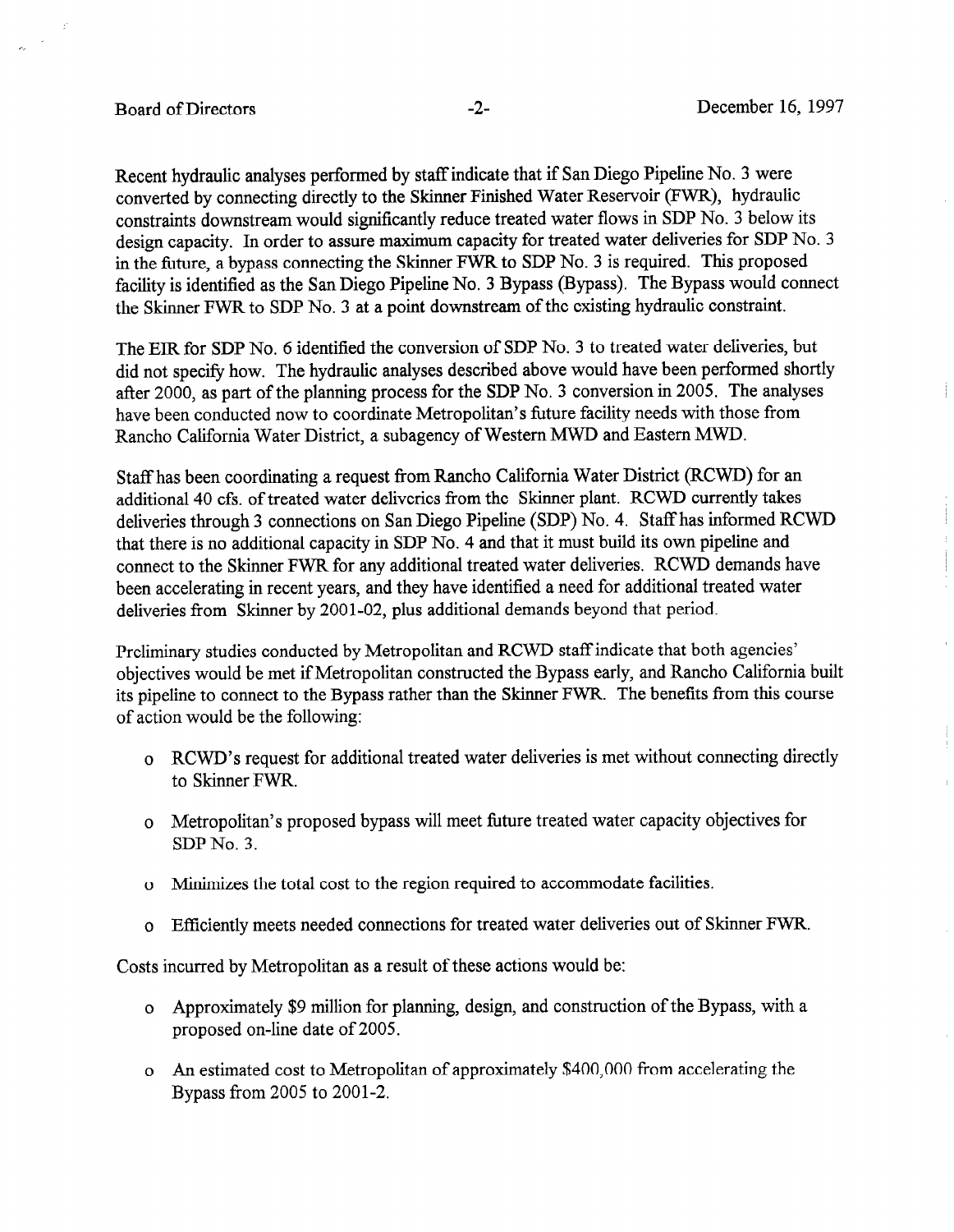Recent hydraulic analyses performed by staff indicate that if San Diego Pipeline No. 3 were converted by connecting directly to the Skinner Finished Water Reservoir (FWR), hydraulic constraints downstream would significantly reduce treated water flows in SDP No. 3 below its design capacity. In order to assure maximum capacity for treated water deliveries for SDP No. 3 in the future, a bypass connecting the Skinner FWR to SDP No. 3 is required. This proposed facility is identified as the San Diego Pipeline No. 3 Bypass (Bypass). The Bypass would connect the Skinner FWR to SDP No. 3 at a point downstream of the existing hydraulic constraint.

The EIR for SDP No. 6 identified the conversion of SDP No. 3 to treated water deliveries, but did not specify how. The hydraulic analyses described above would have been performed shortly after 2000, as part of the planning process for the SDP No. 3 conversion in 2005. The analyses have been conducted now to coordinate Metropolitan's future facility needs with those from Rancho California Water District, a subagency of Western MWD and Eastern MWD.

Staff has been coordinating a request from Rancho California Water District (RCWD) for an additional 40 cfs. of treated water deliveries from the Skinner plant. RCWD currently takes deliveries through 3 connections on San Diego Pipeline (SDP) No. 4. Staff has informed RCWD that there is no additional capacity in SDP No. 4 and that it must build its own pipeline and connect to the Skinner FWR for any additional treated water deliveries. RCWD demands have been accelerating in recent years, and they have identified a need for additional treated water deliveries from Skinner by 2001-02, plus additional demands beyond that period.

Preliminary studies conducted by Metropolitan and RCWD staff indicate that both agencies' objectives would be met if Metropolitan constructed the Bypass early, and Rancho California built its pipeline to connect to the Bypass rather than the Skinner FWR. The benefits from this course of action would be the following:

- RCWD's request for additional treated water deliveries is met without connecting directly to Skinner FWR.
- Metropolitan's proposed bypass will meet future treated water capacity objectives for SDP No. 3.
- Minimizes the total cost to the region required to accommodate facilities.
- Efficiently meets needed connections for treated water deliveries out of Skinner FWR.

Costs incurred by Metropolitan as a result of these actions would be:

- Approximately $9 million for planning, design, and construction of the Bypass, with a proposed on-line date of 2005.
- An estimated cost to Metropolitan of approximately $400,000 from accelerating the Bypass from 2005 to 2001-2.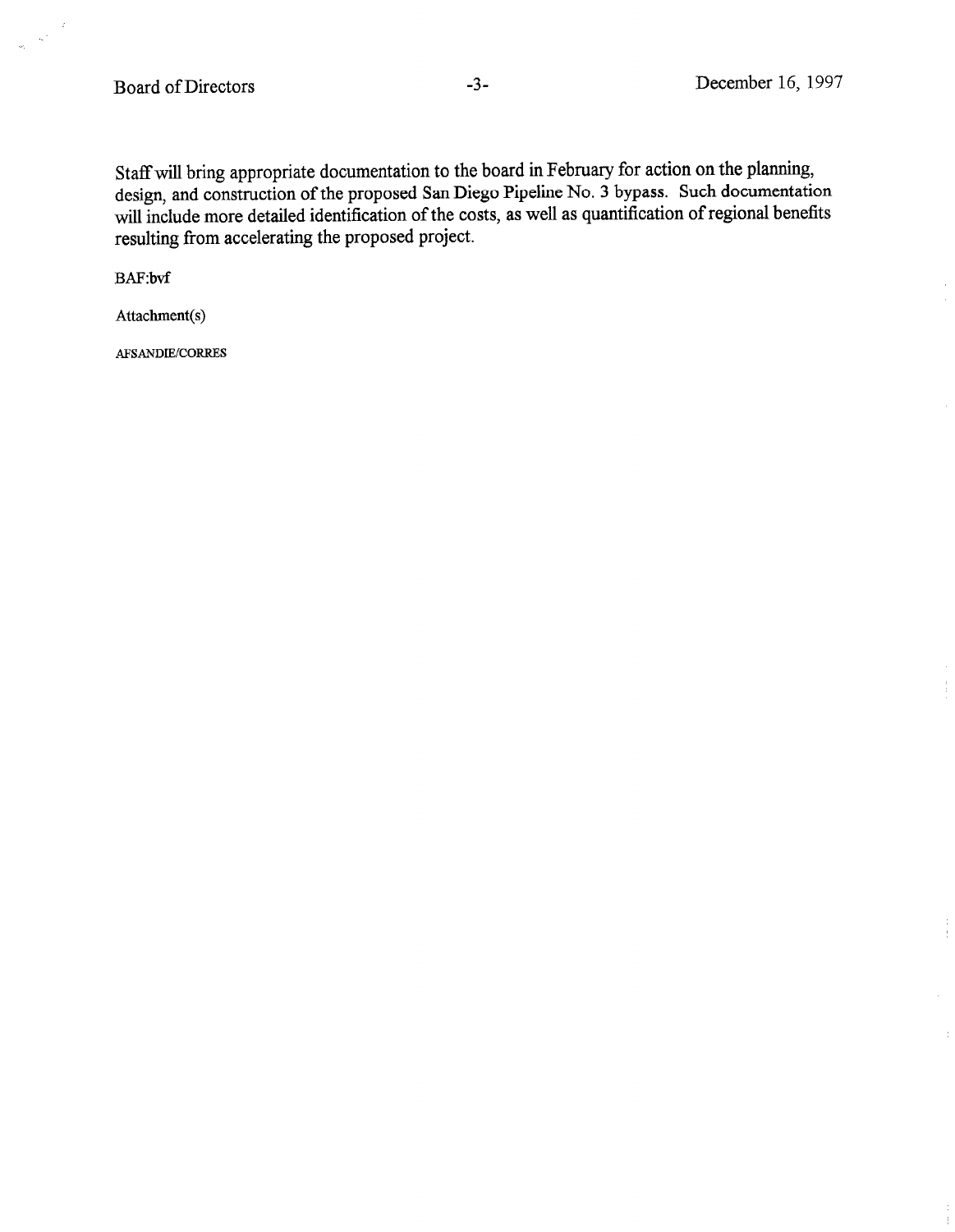Staff will bring appropriate documentation to the board in February for action on the planning, design, and construction of the proposed San Diego Pipeline No. 3 bypass. Such documentation will include more detailed identification of the costs, as well as quantification of regional benefits resulting from accelerating the proposed project.

BAF:bvf

Attachment(s)

AFSANDIE/CORRES